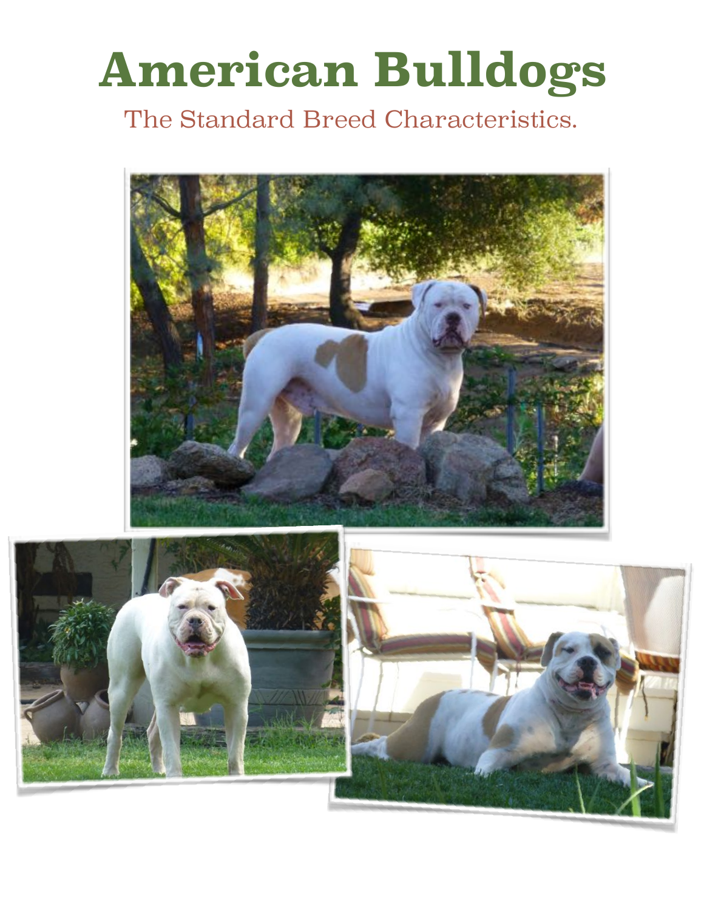# American Bulldogs

The Standard Breed Characteristics.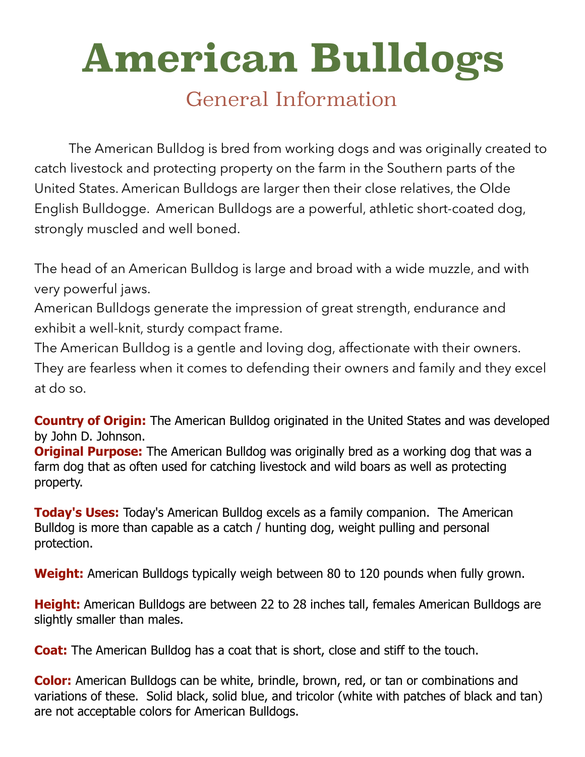# American Bulldogs

## General Information

The American Bulldog is bred from working dogs and was originally created to catch livestock and protecting property on the farm in the Southern parts of the United States. American Bulldogs are larger then their close relatives, the Olde English Bulldogge. American Bulldogs are a powerful, athletic short-coated dog, strongly muscled and well boned.

The head of an American Bulldog is large and broad with a wide muzzle, and with very powerful jaws.
American Bulldogs generate the impression of great strength, endurance and exhibit a well-knit, sturdy compact frame.
The American Bulldog is a gentle and loving dog, affectionate with their owners. They are fearless when it comes to defending their owners and family and they excel at do so.

**Country of Origin:** The American Bulldog originated in the United States and was developed by John D. Johnson.
**Original Purpose:** The American Bulldog was originally bred as a working dog that was a farm dog that as often used for catching livestock and wild boars as well as protecting property.

**Today's Uses:** Today's American Bulldog excels as a family companion. The American Bulldog is more than capable as a catch / hunting dog, weight pulling and personal protection.

**Weight:** American Bulldogs typically weigh between 80 to 120 pounds when fully grown.

**Height:** American Bulldogs are between 22 to 28 inches tall, females American Bulldogs are slightly smaller than males.

**Coat:** The American Bulldog has a coat that is short, close and stiff to the touch.

**Color:** American Bulldogs can be white, brindle, brown, red, or tan or combinations and variations of these. Solid black, solid blue, and tricolor (white with patches of black and tan) are not acceptable colors for American Bulldogs.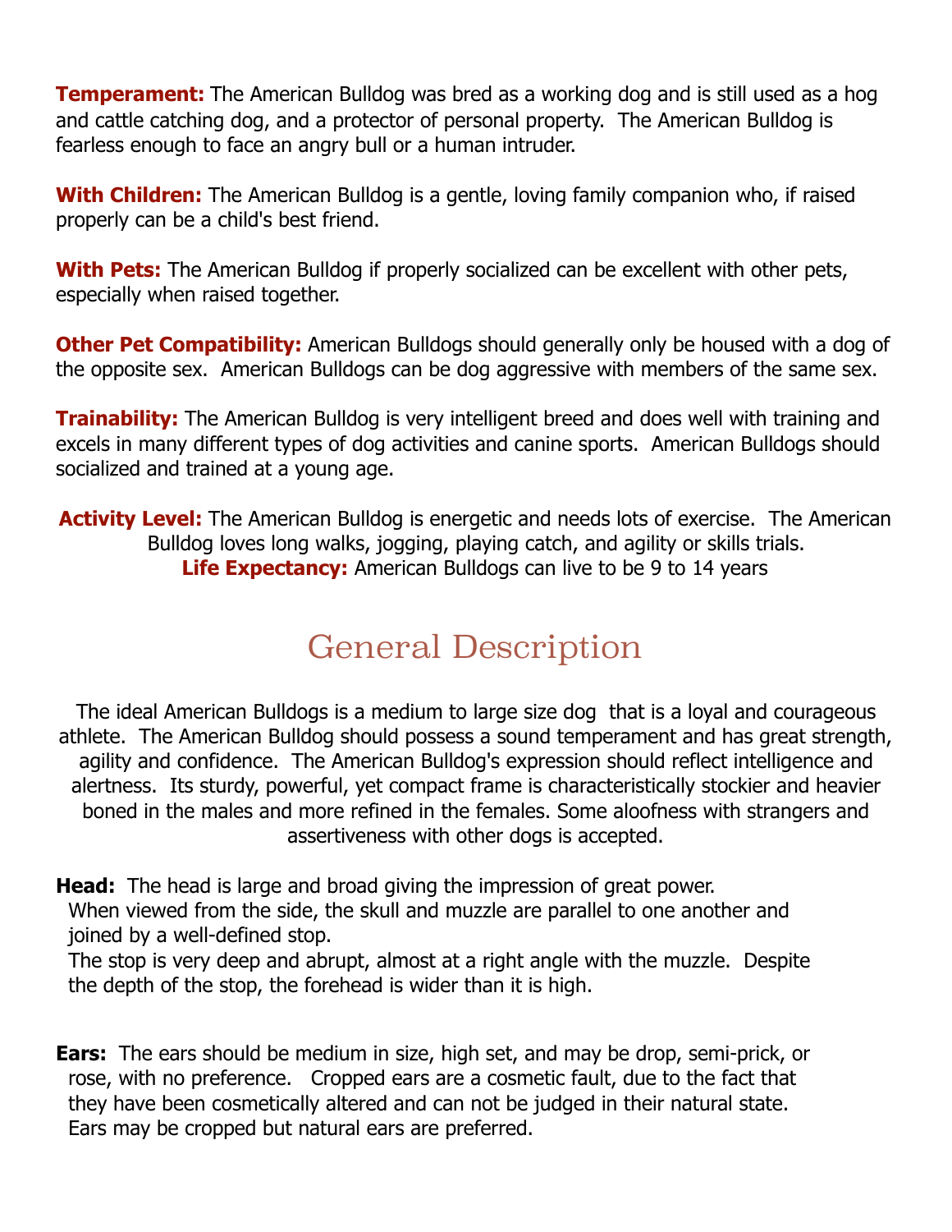**Temperament:** The American Bulldog was bred as a working dog and is still used as a hog and cattle catching dog, and a protector of personal property. The American Bulldog is fearless enough to face an angry bull or a human intruder.

**With Children:** The American Bulldog is a gentle, loving family companion who, if raised properly can be a child's best friend.

**With Pets:** The American Bulldog if properly socialized can be excellent with other pets, especially when raised together.

**Other Pet Compatibility:** American Bulldogs should generally only be housed with a dog of the opposite sex. American Bulldogs can be dog aggressive with members of the same sex.

**Trainability:** The American Bulldog is very intelligent breed and does well with training and excels in many different types of dog activities and canine sports. American Bulldogs should socialized and trained at a young age.

**Activity Level:** The American Bulldog is energetic and needs lots of exercise. The American Bulldog loves long walks, jogging, playing catch, and agility or skills trials.
**Life Expectancy:** American Bulldogs can live to be 9 to 14 years

## General Description

The ideal American Bulldogs is a medium to large size dog that is a loyal and courageous athlete. The American Bulldog should possess a sound temperament and has great strength, agility and confidence. The American Bulldog's expression should reflect intelligence and alertness. Its sturdy, powerful, yet compact frame is characteristically stockier and heavier boned in the males and more refined in the females. Some aloofness with strangers and assertiveness with other dogs is accepted.

**Head:** The head is large and broad giving the impression of great power.
When viewed from the side, the skull and muzzle are parallel to one another and joined by a well-defined stop.
The stop is very deep and abrupt, almost at a right angle with the muzzle. Despite the depth of the stop, the forehead is wider than it is high.

**Ears:** The ears should be medium in size, high set, and may be drop, semi-prick, or rose, with no preference. Cropped ears are a cosmetic fault, due to the fact that they have been cosmetically altered and can not be judged in their natural state. Ears may be cropped but natural ears are preferred.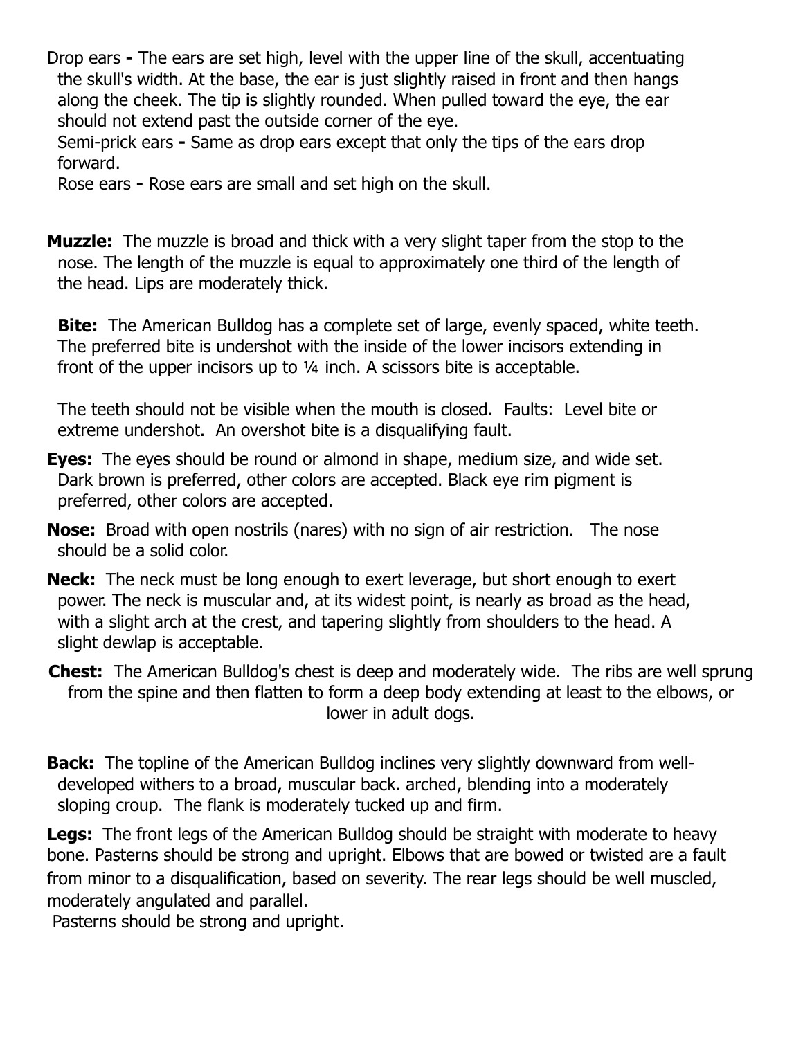Drop ears **-** The ears are set high, level with the upper line of the skull, accentuating the skull's width. At the base, the ear is just slightly raised in front and then hangs along the cheek. The tip is slightly rounded. When pulled toward the eye, the ear should not extend past the outside corner of the eye.

Semi-prick ears **-** Same as drop ears except that only the tips of the ears drop forward.

Rose ears **-** Rose ears are small and set high on the skull.

**Muzzle:** The muzzle is broad and thick with a very slight taper from the stop to the nose. The length of the muzzle is equal to approximately one third of the length of the head. Lips are moderately thick.

**Bite:** The American Bulldog has a complete set of large, evenly spaced, white teeth. The preferred bite is undershot with the inside of the lower incisors extending in front of the upper incisors up to ¼ inch. A scissors bite is acceptable.

The teeth should not be visible when the mouth is closed. Faults: Level bite or extreme undershot. An overshot bite is a disqualifying fault.

**Eyes:** The eyes should be round or almond in shape, medium size, and wide set. Dark brown is preferred, other colors are accepted. Black eye rim pigment is preferred, other colors are accepted.

**Nose:** Broad with open nostrils (nares) with no sign of air restriction. The nose should be a solid color.

**Neck:** The neck must be long enough to exert leverage, but short enough to exert power. The neck is muscular and, at its widest point, is nearly as broad as the head, with a slight arch at the crest, and tapering slightly from shoulders to the head. A slight dewlap is acceptable.

**Chest:** The American Bulldog's chest is deep and moderately wide. The ribs are well sprung from the spine and then flatten to form a deep body extending at least to the elbows, or lower in adult dogs.

**Back:** The topline of the American Bulldog inclines very slightly downward from well-developed withers to a broad, muscular back. arched, blending into a moderately sloping croup. The flank is moderately tucked up and firm.

**Legs:** The front legs of the American Bulldog should be straight with moderate to heavy bone. Pasterns should be strong and upright. Elbows that are bowed or twisted are a fault from minor to a disqualification, based on severity. The rear legs should be well muscled, moderately angulated and parallel.

Pasterns should be strong and upright.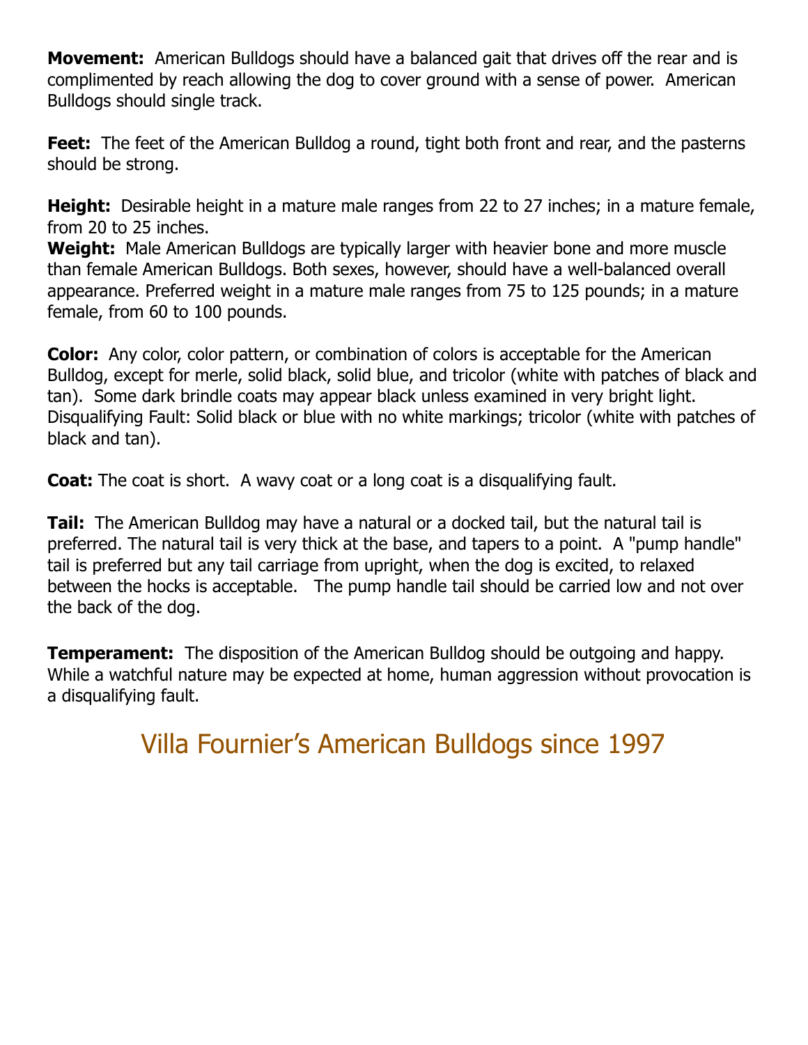**Movement:** American Bulldogs should have a balanced gait that drives off the rear and is complimented by reach allowing the dog to cover ground with a sense of power. American Bulldogs should single track.

**Feet:** The feet of the American Bulldog a round, tight both front and rear, and the pasterns should be strong.

**Height:** Desirable height in a mature male ranges from 22 to 27 inches; in a mature female, from 20 to 25 inches.

**Weight:** Male American Bulldogs are typically larger with heavier bone and more muscle than female American Bulldogs. Both sexes, however, should have a well-balanced overall appearance. Preferred weight in a mature male ranges from 75 to 125 pounds; in a mature female, from 60 to 100 pounds.

**Color:** Any color, color pattern, or combination of colors is acceptable for the American Bulldog, except for merle, solid black, solid blue, and tricolor (white with patches of black and tan). Some dark brindle coats may appear black unless examined in very bright light. Disqualifying Fault: Solid black or blue with no white markings; tricolor (white with patches of black and tan).

**Coat:** The coat is short. A wavy coat or a long coat is a disqualifying fault.

**Tail:** The American Bulldog may have a natural or a docked tail, but the natural tail is preferred. The natural tail is very thick at the base, and tapers to a point. A "pump handle" tail is preferred but any tail carriage from upright, when the dog is excited, to relaxed between the hocks is acceptable. The pump handle tail should be carried low and not over the back of the dog.

**Temperament:** The disposition of the American Bulldog should be outgoing and happy. While a watchful nature may be expected at home, human aggression without provocation is a disqualifying fault.

Villa Fournier's American Bulldogs since 1997